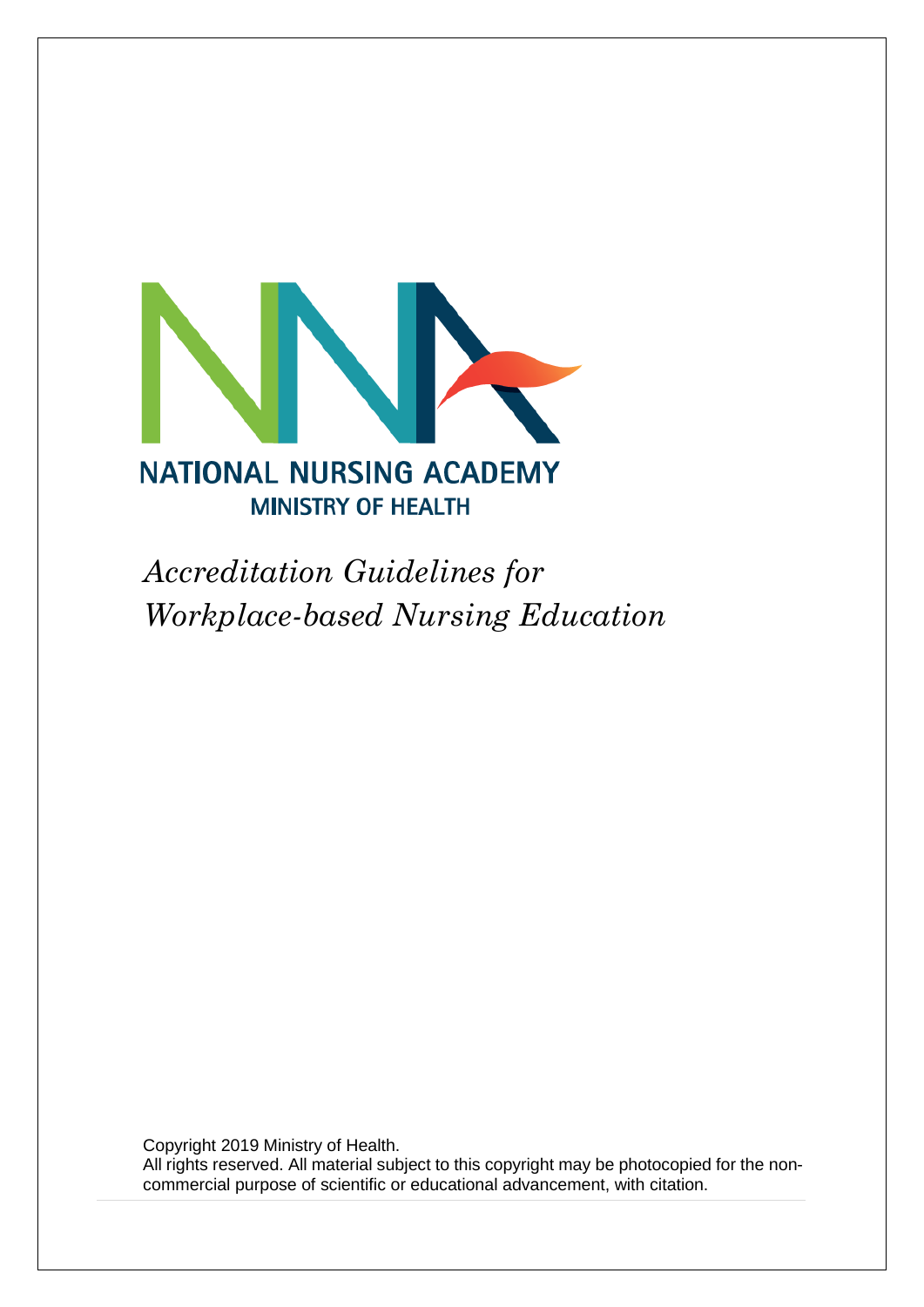NATIONAL NURSING ACADEMY

MINISTRY OF HEALTH

# *Accreditation Guidelines for Workplace-based Nursing Education*

Copyright 2019 Ministry of Health.
All rights reserved. All material subject to this copyright may be photocopied for the non-commercial purpose of scientific or educational advancement, with citation.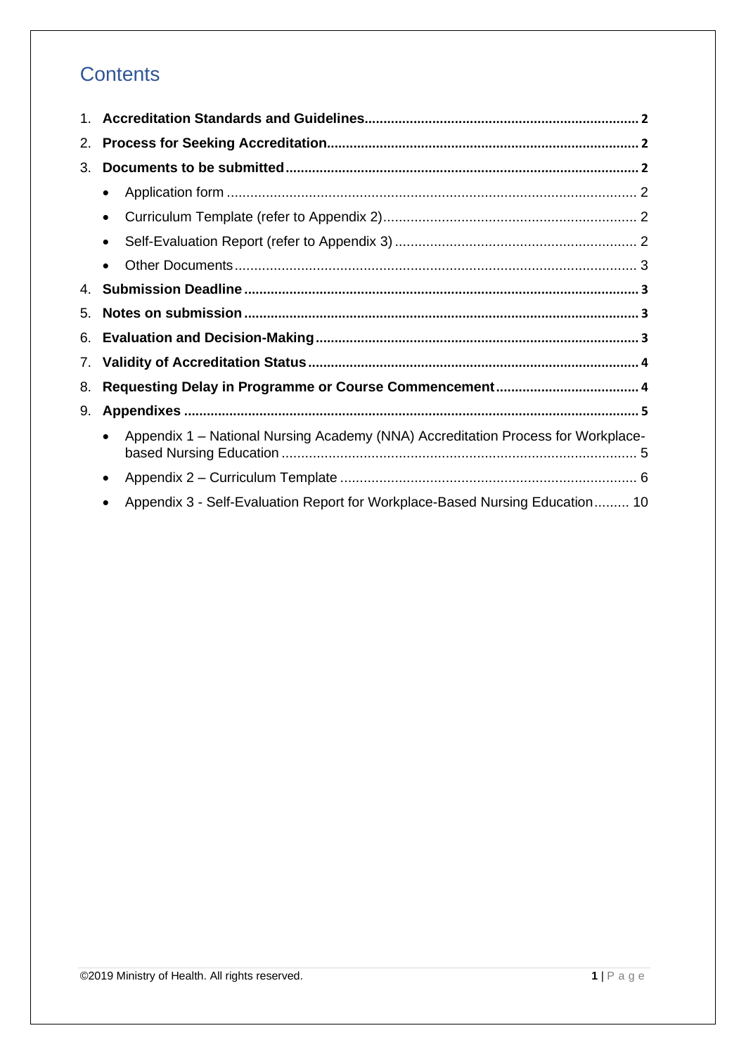# Contents

1. **Accreditation Standards and Guidelines** ........................................ 2
2. **Process for Seeking Accreditation** ........................................ 2
3. **Documents to be submitted** ........................................ 2
   - Application form ........................................ 2
   - Curriculum Template (refer to Appendix 2) ........................................ 2
   - Self-Evaluation Report (refer to Appendix 3) ........................................ 2
   - Other Documents ........................................ 3
4. **Submission Deadline** ........................................ 3
5. **Notes on submission** ........................................ 3
6. **Evaluation and Decision-Making** ........................................ 3
7. **Validity of Accreditation Status** ........................................ 4
8. **Requesting Delay in Programme or Course Commencement** ........................................ 4
9. **Appendixes** ........................................ 5
   - Appendix 1 – National Nursing Academy (NNA) Accreditation Process for Workplace-based Nursing Education ........................................ 5
   - Appendix 2 – Curriculum Template ........................................ 6
   - Appendix 3 - Self-Evaluation Report for Workplace-Based Nursing Education ......... 10

©2019 Ministry of Health. All rights reserved.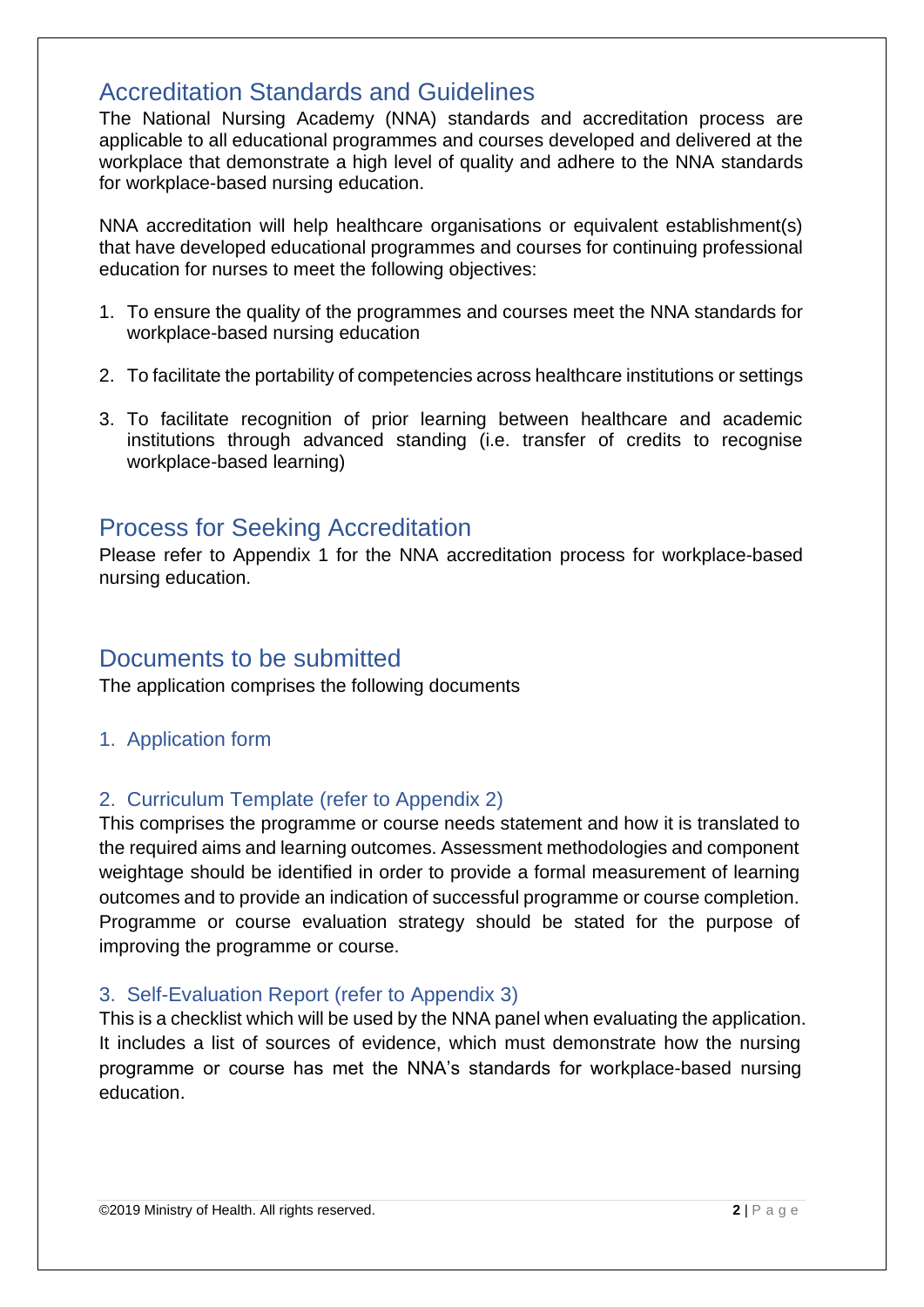## Accreditation Standards and Guidelines

The National Nursing Academy (NNA) standards and accreditation process are applicable to all educational programmes and courses developed and delivered at the workplace that demonstrate a high level of quality and adhere to the NNA standards for workplace-based nursing education.

NNA accreditation will help healthcare organisations or equivalent establishment(s) that have developed educational programmes and courses for continuing professional education for nurses to meet the following objectives:

1. To ensure the quality of the programmes and courses meet the NNA standards for workplace-based nursing education

2. To facilitate the portability of competencies across healthcare institutions or settings

3. To facilitate recognition of prior learning between healthcare and academic institutions through advanced standing (i.e. transfer of credits to recognise workplace-based learning)

## Process for Seeking Accreditation

Please refer to Appendix 1 for the NNA accreditation process for workplace-based nursing education.

## Documents to be submitted

The application comprises the following documents

### 1. Application form

### 2. Curriculum Template (refer to Appendix 2)

This comprises the programme or course needs statement and how it is translated to the required aims and learning outcomes. Assessment methodologies and component weightage should be identified in order to provide a formal measurement of learning outcomes and to provide an indication of successful programme or course completion. Programme or course evaluation strategy should be stated for the purpose of improving the programme or course.

### 3. Self-Evaluation Report (refer to Appendix 3)

This is a checklist which will be used by the NNA panel when evaluating the application. It includes a list of sources of evidence, which must demonstrate how the nursing programme or course has met the NNA's standards for workplace-based nursing education.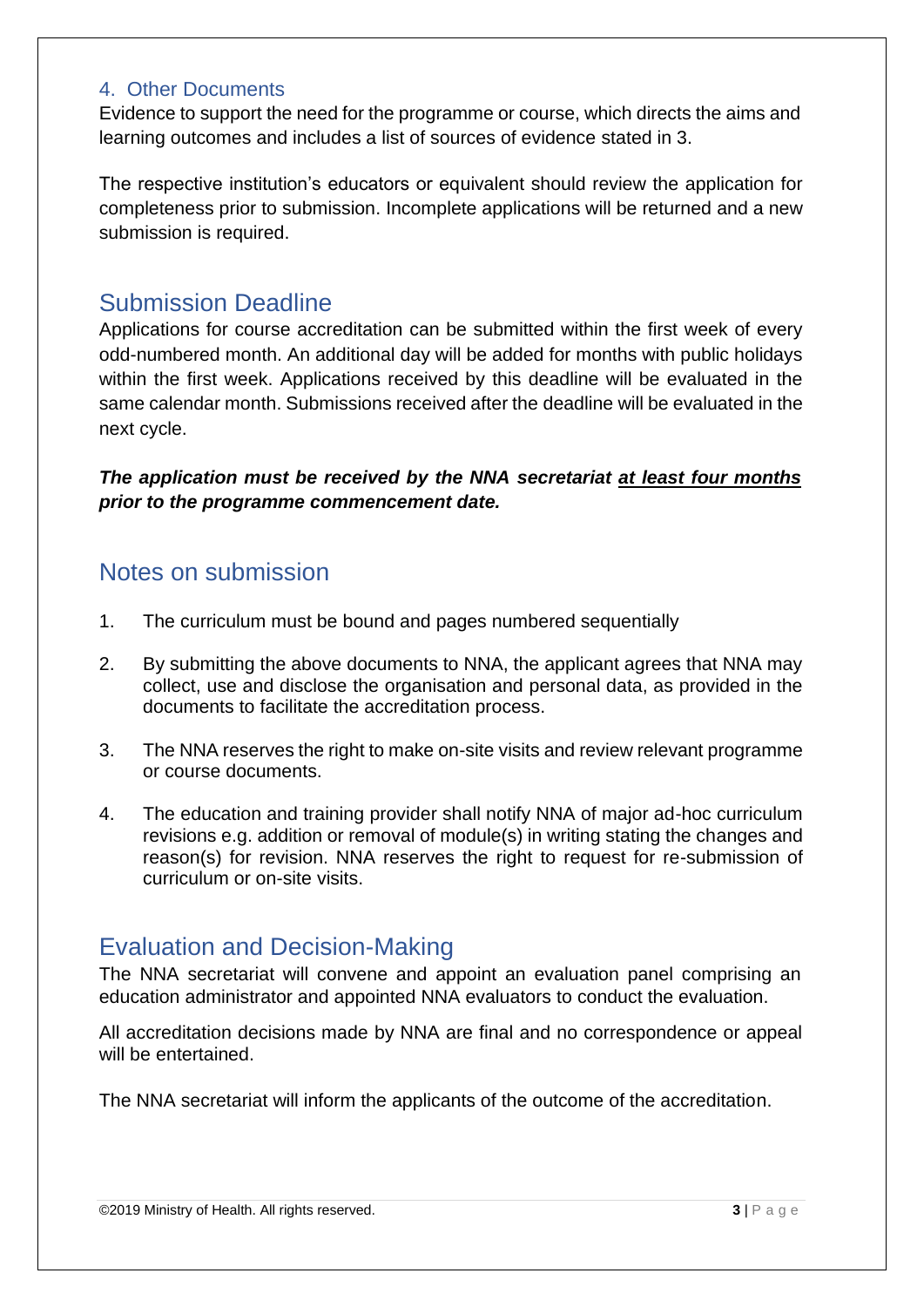### 4. Other Documents

Evidence to support the need for the programme or course, which directs the aims and learning outcomes and includes a list of sources of evidence stated in 3.

The respective institution's educators or equivalent should review the application for completeness prior to submission. Incomplete applications will be returned and a new submission is required.

## Submission Deadline

Applications for course accreditation can be submitted within the first week of every odd-numbered month. An additional day will be added for months with public holidays within the first week. Applications received by this deadline will be evaluated in the same calendar month. Submissions received after the deadline will be evaluated in the next cycle.

***The application must be received by the NNA secretariat <u>at least four months</u> prior to the programme commencement date.***

## Notes on submission

1. The curriculum must be bound and pages numbered sequentially
2. By submitting the above documents to NNA, the applicant agrees that NNA may collect, use and disclose the organisation and personal data, as provided in the documents to facilitate the accreditation process.
3. The NNA reserves the right to make on-site visits and review relevant programme or course documents.
4. The education and training provider shall notify NNA of major ad-hoc curriculum revisions e.g. addition or removal of module(s) in writing stating the changes and reason(s) for revision. NNA reserves the right to request for re-submission of curriculum or on-site visits.

## Evaluation and Decision-Making

The NNA secretariat will convene and appoint an evaluation panel comprising an education administrator and appointed NNA evaluators to conduct the evaluation.

All accreditation decisions made by NNA are final and no correspondence or appeal will be entertained.

The NNA secretariat will inform the applicants of the outcome of the accreditation.

©2019 Ministry of Health. All rights reserved.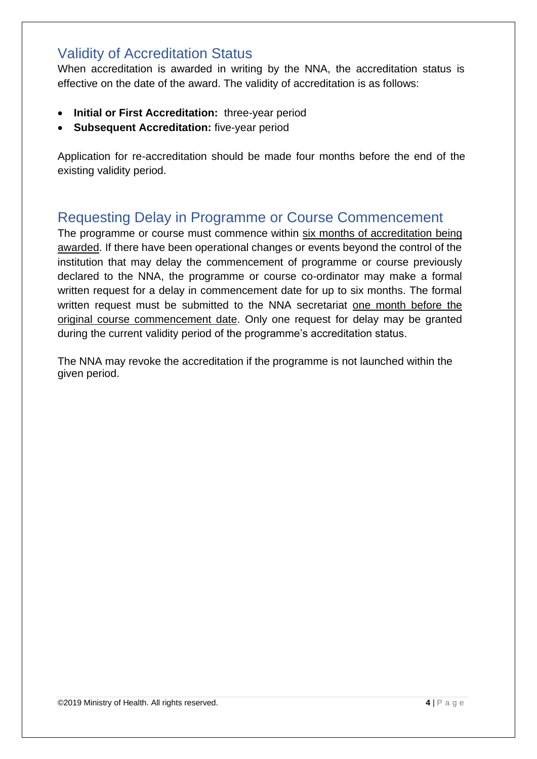## Validity of Accreditation Status

When accreditation is awarded in writing by the NNA, the accreditation status is effective on the date of the award. The validity of accreditation is as follows:

- **Initial or First Accreditation:** three-year period
- **Subsequent Accreditation:** five-year period

Application for re-accreditation should be made four months before the end of the existing validity period.

## Requesting Delay in Programme or Course Commencement

The programme or course must commence within <u>six months of accreditation being awarded</u>. If there have been operational changes or events beyond the control of the institution that may delay the commencement of programme or course previously declared to the NNA, the programme or course co-ordinator may make a formal written request for a delay in commencement date for up to six months. The formal written request must be submitted to the NNA secretariat <u>one month before the original course commencement date</u>. Only one request for delay may be granted during the current validity period of the programme's accreditation status.

The NNA may revoke the accreditation if the programme is not launched within the given period.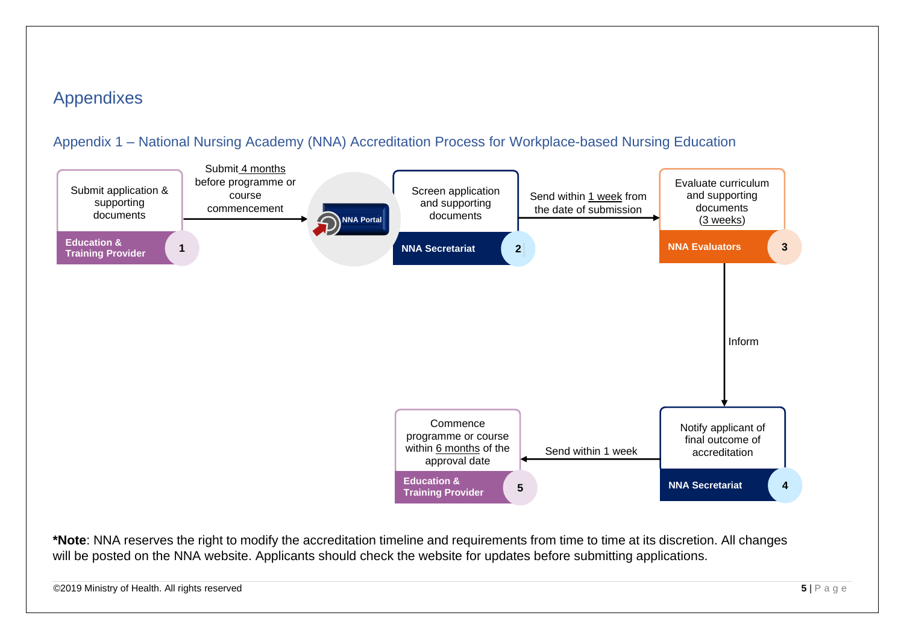# Appendixes

## Appendix 1 – National Nursing Academy (NNA) Accreditation Process for Workplace-based Nursing Education

Submit application & supporting documents

Education & Training Provider

1

Submit 4 months before programme or course commencement

NNA Portal

Screen application and supporting documents

NNA Secretariat

2

Send within 1 week from the date of submission

Evaluate curriculum and supporting documents (3 weeks)

NNA Evaluators

3

Inform

Notify applicant of final outcome of accreditation

NNA Secretariat

4

Send within 1 week

Commence programme or course within 6 months of the approval date

Education & Training Provider

5

***Note**: NNA reserves the right to modify the accreditation timeline and requirements from time to time at its discretion. All changes will be posted on the NNA website. Applicants should check the website for updates before submitting applications.

©2019 Ministry of Health. All rights reserved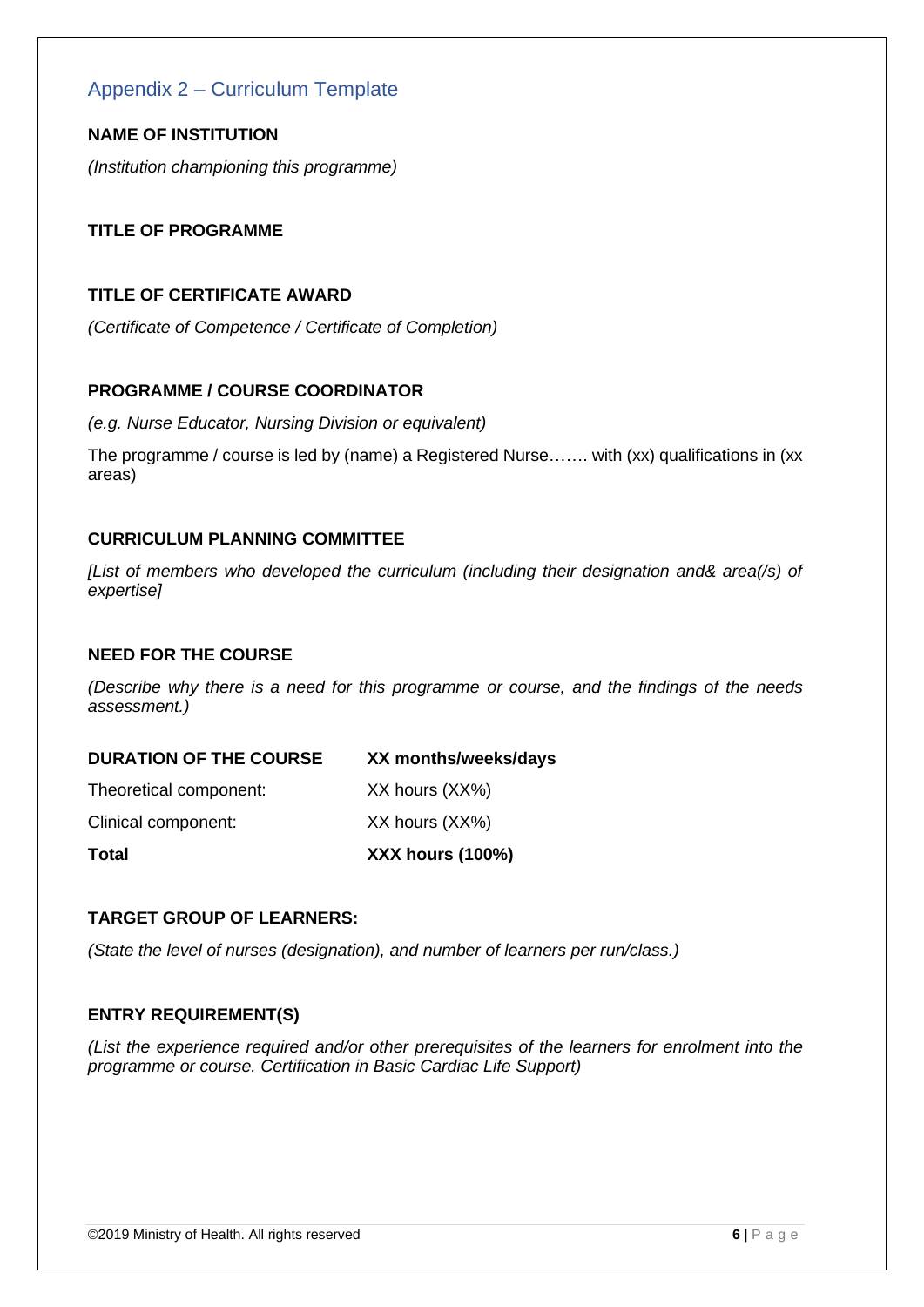## Appendix 2 – Curriculum Template

**NAME OF INSTITUTION**

*(Institution championing this programme)*

**TITLE OF PROGRAMME**

**TITLE OF CERTIFICATE AWARD**

*(Certificate of Competence / Certificate of Completion)*

**PROGRAMME / COURSE COORDINATOR**

*(e.g. Nurse Educator, Nursing Division or equivalent)*

The programme / course is led by (name) a Registered Nurse……. with (xx) qualifications in (xx areas)

**CURRICULUM PLANNING COMMITTEE**

*[List of members who developed the curriculum (including their designation and& area(/s) of expertise]*

**NEED FOR THE COURSE**

*(Describe why there is a need for this programme or course, and the findings of the needs assessment.)*

| **DURATION OF THE COURSE** | **XX months/weeks/days** |
|---|---|
| Theoretical component: | XX hours (XX%) |
| Clinical component: | XX hours (XX%) |
| **Total** | **XXX hours (100%)** |

**TARGET GROUP OF LEARNERS:**

*(State the level of nurses (designation), and number of learners per run/class.)*

**ENTRY REQUIREMENT(S)**

*(List the experience required and/or other prerequisites of the learners for enrolment into the programme or course. Certification in Basic Cardiac Life Support)*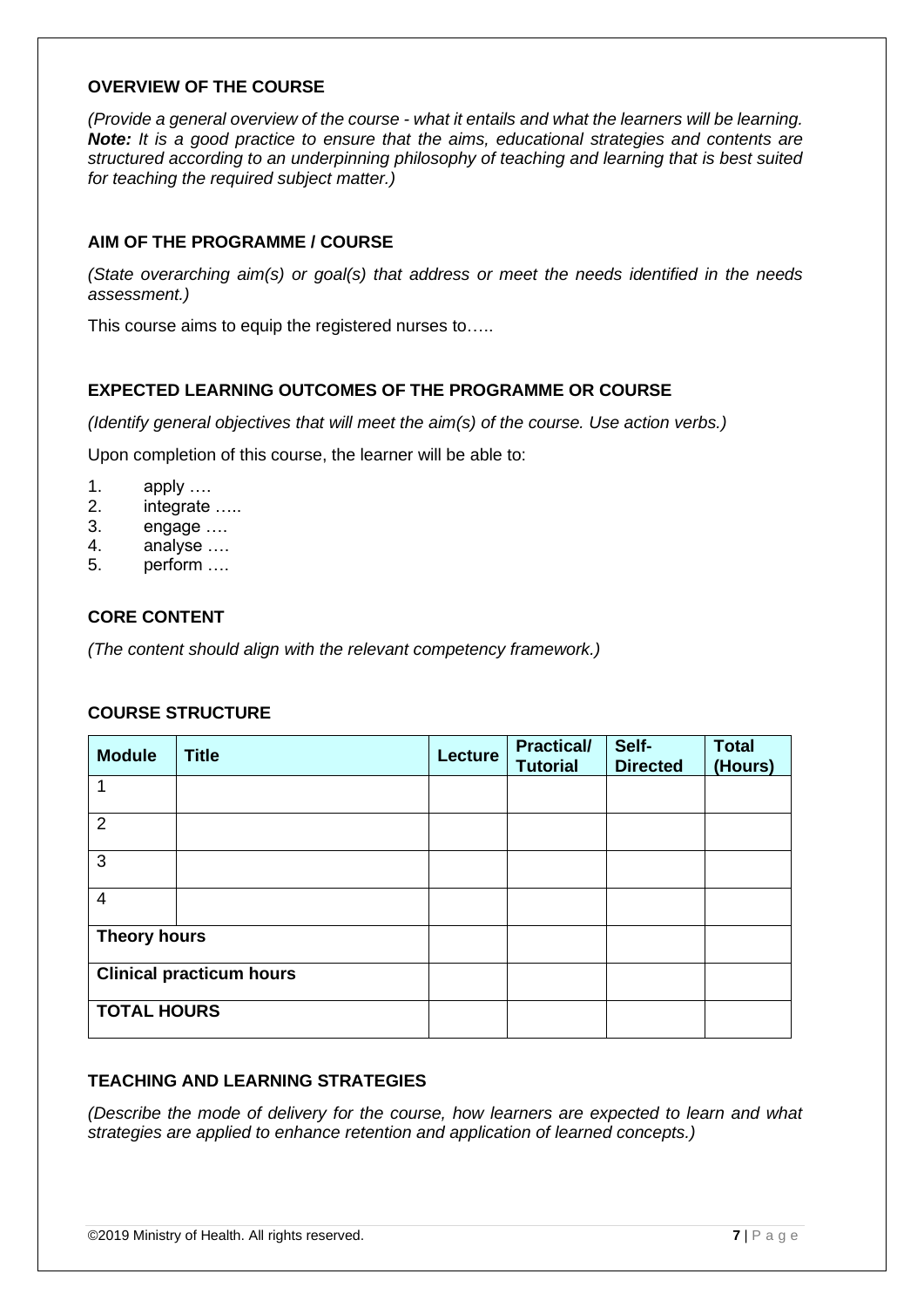**OVERVIEW OF THE COURSE**

*(Provide a general overview of the course - what it entails and what the learners will be learning. **Note:** It is a good practice to ensure that the aims, educational strategies and contents are structured according to an underpinning philosophy of teaching and learning that is best suited for teaching the required subject matter.)*

**AIM OF THE PROGRAMME / COURSE**

*(State overarching aim(s) or goal(s) that address or meet the needs identified in the needs assessment.)*

This course aims to equip the registered nurses to…..

**EXPECTED LEARNING OUTCOMES OF THE PROGRAMME OR COURSE**

*(Identify general objectives that will meet the aim(s) of the course. Use action verbs.)*

Upon completion of this course, the learner will be able to:

1. apply ….
2. integrate …..
3. engage ….
4. analyse ….
5. perform ….

**CORE CONTENT**

*(The content should align with the relevant competency framework.)*

**COURSE STRUCTURE**

| Module | Title | Lecture | Practical/ Tutorial | Self-Directed | Total (Hours) |
|---|---|---|---|---|---|
| 1 | | | | | |
| 2 | | | | | |
| 3 | | | | | |
| 4 | | | | | |
| **Theory hours** | | | | | |
| **Clinical practicum hours** | | | | | |
| **TOTAL HOURS** | | | | | |

**TEACHING AND LEARNING STRATEGIES**

*(Describe the mode of delivery for the course, how learners are expected to learn and what strategies are applied to enhance retention and application of learned concepts.)*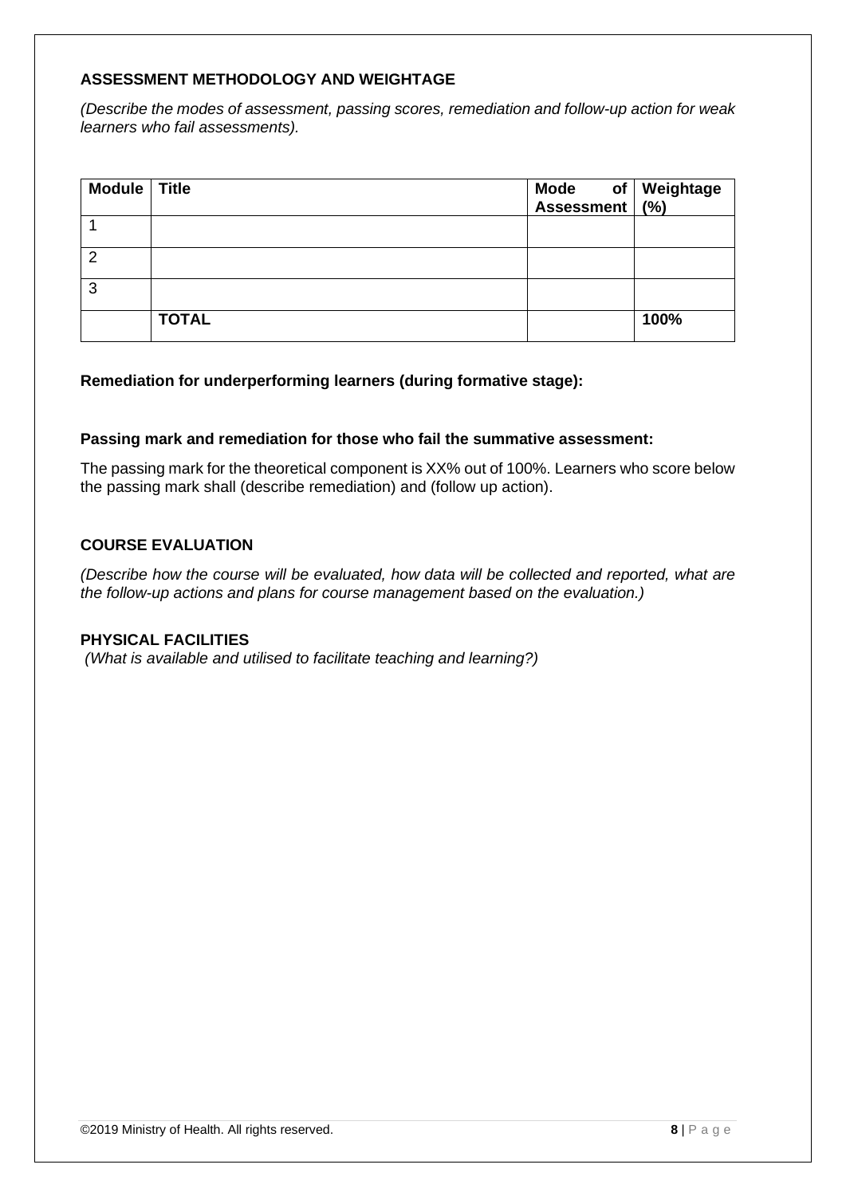## ASSESSMENT METHODOLOGY AND WEIGHTAGE

*(Describe the modes of assessment, passing scores, remediation and follow-up action for weak learners who fail assessments).*

| Module | Title | Mode of Assessment | Weightage (%) |
|---|---|---|---|
| 1 | | | |
| 2 | | | |
| 3 | | | |
| | **TOTAL** | | **100%** |

**Remediation for underperforming learners (during formative stage):**

**Passing mark and remediation for those who fail the summative assessment:**

The passing mark for the theoretical component is XX% out of 100%. Learners who score below the passing mark shall (describe remediation) and (follow up action).

## COURSE EVALUATION

*(Describe how the course will be evaluated, how data will be collected and reported, what are the follow-up actions and plans for course management based on the evaluation.)*

## PHYSICAL FACILITIES

*(What is available and utilised to facilitate teaching and learning?)*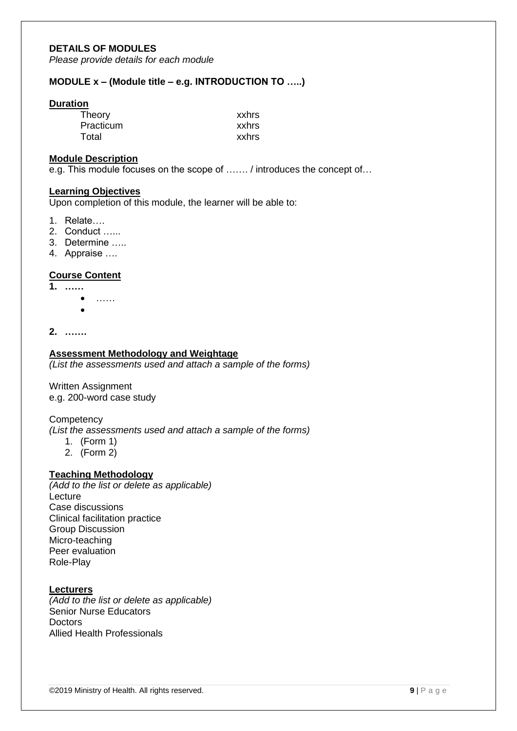**DETAILS OF MODULES**

*Please provide details for each module*

**MODULE x – (Module title – e.g. INTRODUCTION TO …..)**

**Duration**

| | |
|---|---|
| Theory | xxhrs |
| Practicum | xxhrs |
| Total | xxhrs |

**Module Description**

e.g. This module focuses on the scope of ……. / introduces the concept of…

**Learning Objectives**

Upon completion of this module, the learner will be able to:

1. Relate….
2. Conduct …...
3. Determine …..
4. Appraise ….

**Course Content**

**1. ……**
- ……
-

**2. …….**

**Assessment Methodology and Weightage**

*(List the assessments used and attach a sample of the forms)*

Written Assignment
e.g. 200-word case study

Competency
*(List the assessments used and attach a sample of the forms)*

1. (Form 1)
2. (Form 2)

**Teaching Methodology**

*(Add to the list or delete as applicable)*
Lecture
Case discussions
Clinical facilitation practice
Group Discussion
Micro-teaching
Peer evaluation
Role-Play

**Lecturers**

*(Add to the list or delete as applicable)*
Senior Nurse Educators
Doctors
Allied Health Professionals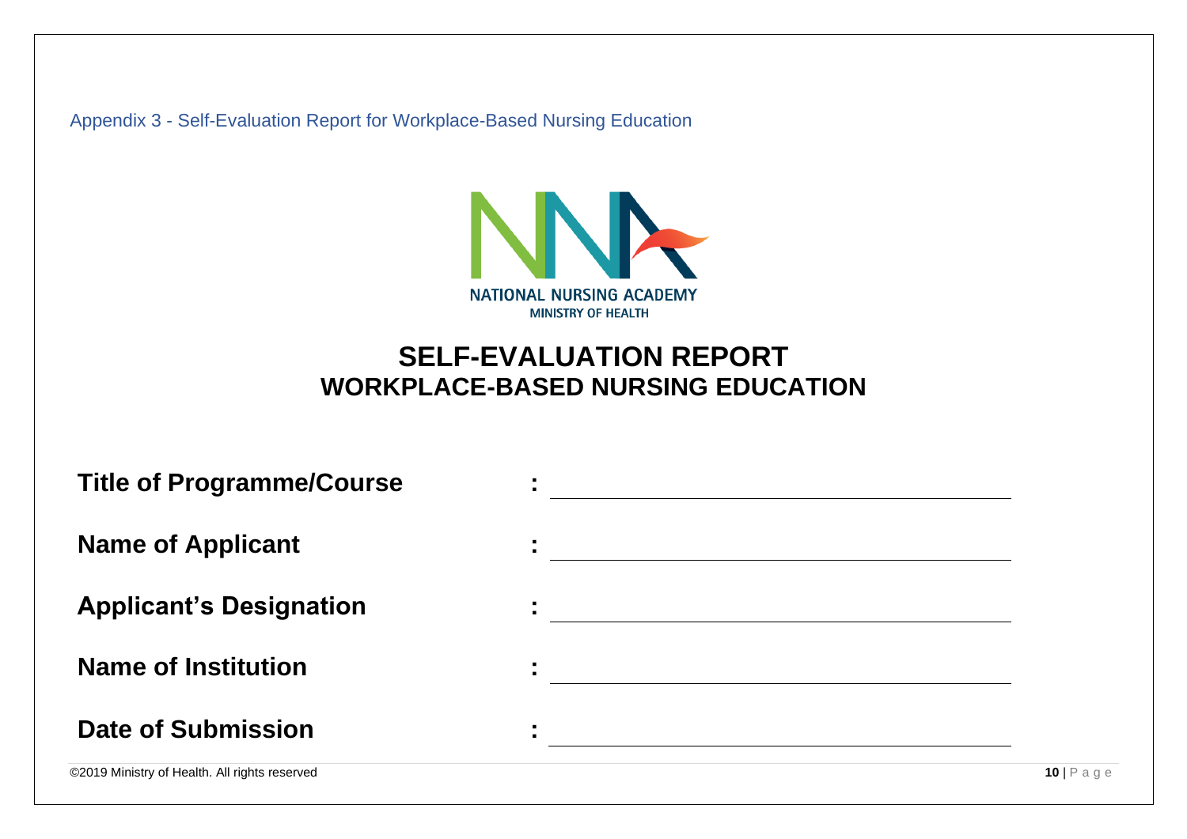Appendix 3 - Self-Evaluation Report for Workplace-Based Nursing Education

NATIONAL NURSING ACADEMY
MINISTRY OF HEALTH

# SELF-EVALUATION REPORT
## WORKPLACE-BASED NURSING EDUCATION

**Title of Programme/Course** : \_\_\_\_\_\_\_\_\_\_\_\_\_\_\_\_\_\_\_\_\_\_\_\_\_\_\_\_\_\_

**Name of Applicant** : \_\_\_\_\_\_\_\_\_\_\_\_\_\_\_\_\_\_\_\_\_\_\_\_\_\_\_\_\_\_

**Applicant's Designation** : \_\_\_\_\_\_\_\_\_\_\_\_\_\_\_\_\_\_\_\_\_\_\_\_\_\_\_\_\_\_

**Name of Institution** : \_\_\_\_\_\_\_\_\_\_\_\_\_\_\_\_\_\_\_\_\_\_\_\_\_\_\_\_\_\_

**Date of Submission** : \_\_\_\_\_\_\_\_\_\_\_\_\_\_\_\_\_\_\_\_\_\_\_\_\_\_\_\_\_\_

©2019 Ministry of Health. All rights reserved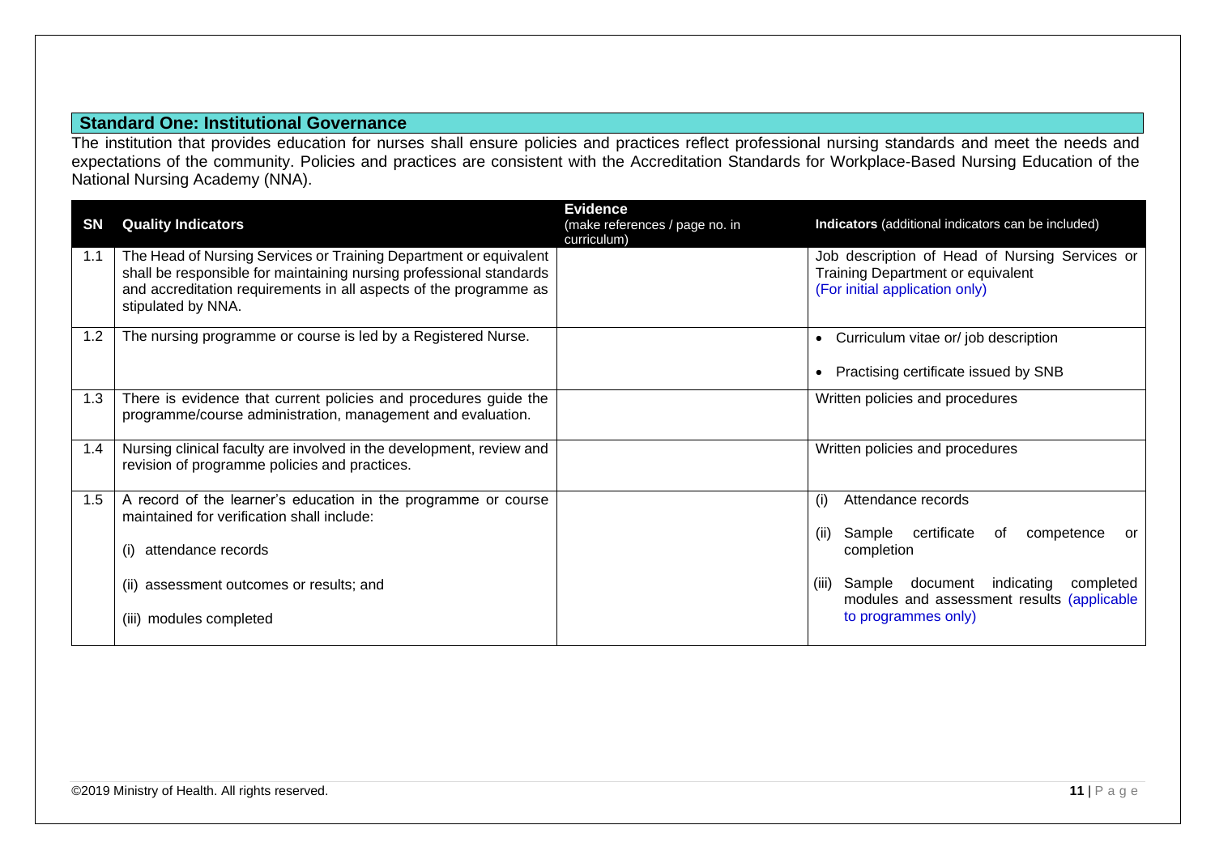## Standard One: Institutional Governance

The institution that provides education for nurses shall ensure policies and practices reflect professional nursing standards and meet the needs and expectations of the community. Policies and practices are consistent with the Accreditation Standards for Workplace-Based Nursing Education of the National Nursing Academy (NNA).

| SN | Quality Indicators | Evidence (make references / page no. in curriculum) | Indicators (additional indicators can be included) |
|---|---|---|---|
| 1.1 | The Head of Nursing Services or Training Department or equivalent shall be responsible for maintaining nursing professional standards and accreditation requirements in all aspects of the programme as stipulated by NNA. | | Job description of Head of Nursing Services or Training Department or equivalent (For initial application only) |
| 1.2 | The nursing programme or course is led by a Registered Nurse. | | • Curriculum vitae or/ job description<br>• Practising certificate issued by SNB |
| 1.3 | There is evidence that current policies and procedures guide the programme/course administration, management and evaluation. | | Written policies and procedures |
| 1.4 | Nursing clinical faculty are involved in the development, review and revision of programme policies and practices. | | Written policies and procedures |
| 1.5 | A record of the learner's education in the programme or course maintained for verification shall include:<br>(i) attendance records<br>(ii) assessment outcomes or results; and<br>(iii) modules completed | | (i) Attendance records<br>(ii) Sample certificate of competence or completion<br>(iii) Sample document indicating completed modules and assessment results (applicable to programmes only) |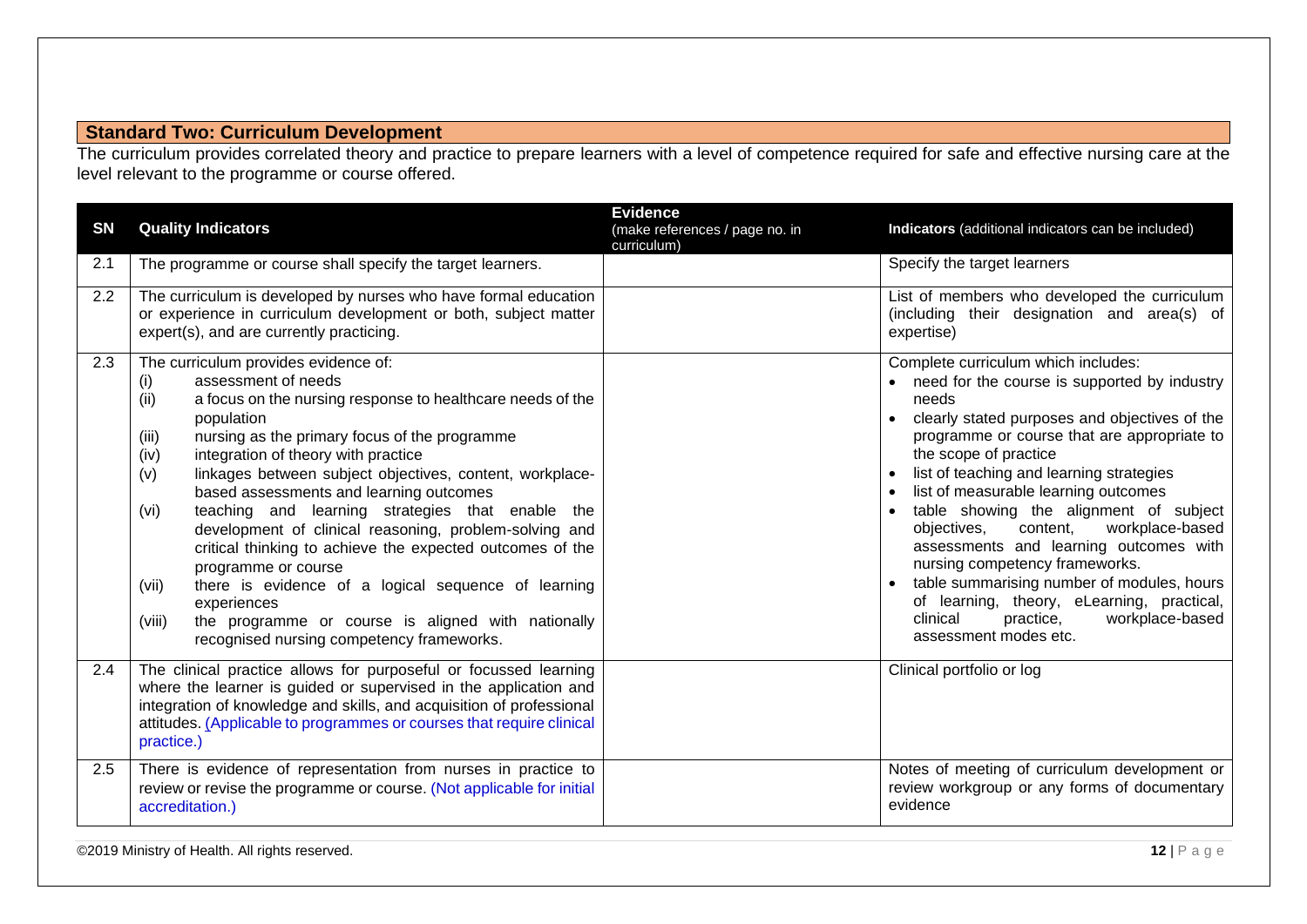## Standard Two: Curriculum Development

The curriculum provides correlated theory and practice to prepare learners with a level of competence required for safe and effective nursing care at the level relevant to the programme or course offered.

| SN | Quality Indicators | Evidence (make references / page no. in curriculum) | Indicators (additional indicators can be included) |
|---|---|---|---|
| 2.1 | The programme or course shall specify the target learners. | | Specify the target learners |
| 2.2 | The curriculum is developed by nurses who have formal education or experience in curriculum development or both, subject matter expert(s), and are currently practicing. | | List of members who developed the curriculum (including their designation and area(s) of expertise) |
| 2.3 | The curriculum provides evidence of:<br>(i) assessment of needs<br>(ii) a focus on the nursing response to healthcare needs of the population<br>(iii) nursing as the primary focus of the programme<br>(iv) integration of theory with practice<br>(v) linkages between subject objectives, content, workplace-based assessments and learning outcomes<br>(vi) teaching and learning strategies that enable the development of clinical reasoning, problem-solving and critical thinking to achieve the expected outcomes of the programme or course<br>(vii) there is evidence of a logical sequence of learning experiences<br>(viii) the programme or course is aligned with nationally recognised nursing competency frameworks. | | Complete curriculum which includes:<br>• need for the course is supported by industry needs<br>• clearly stated purposes and objectives of the programme or course that are appropriate to the scope of practice<br>• list of teaching and learning strategies<br>• list of measurable learning outcomes<br>• table showing the alignment of subject objectives, content, workplace-based assessments and learning outcomes with nursing competency frameworks.<br>• table summarising number of modules, hours of learning, theory, eLearning, practical, clinical practice, workplace-based assessment modes etc. |
| 2.4 | The clinical practice allows for purposeful or focussed learning where the learner is guided or supervised in the application and integration of knowledge and skills, and acquisition of professional attitudes. (Applicable to programmes or courses that require clinical practice.) | | Clinical portfolio or log |
| 2.5 | There is evidence of representation from nurses in practice to review or revise the programme or course. (Not applicable for initial accreditation.) | | Notes of meeting of curriculum development or review workgroup or any forms of documentary evidence |

©2019 Ministry of Health. All rights reserved.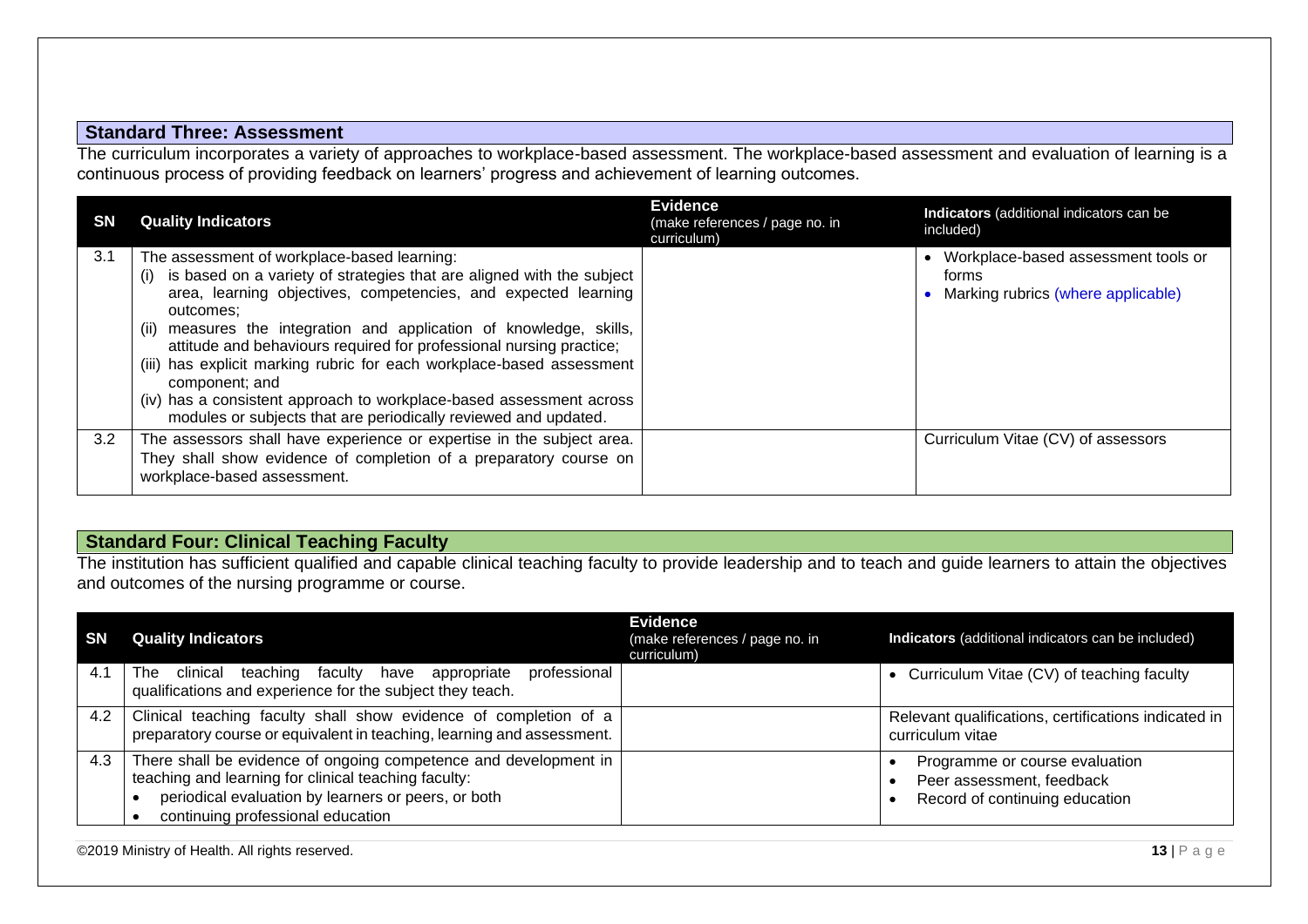## Standard Three: Assessment

The curriculum incorporates a variety of approaches to workplace-based assessment. The workplace-based assessment and evaluation of learning is a continuous process of providing feedback on learners' progress and achievement of learning outcomes.

| SN | Quality Indicators | Evidence (make references / page no. in curriculum) | Indicators (additional indicators can be included) |
|---|---|---|---|
| 3.1 | The assessment of workplace-based learning:<br>(i) is based on a variety of strategies that are aligned with the subject area, learning objectives, competencies, and expected learning outcomes;<br>(ii) measures the integration and application of knowledge, skills, attitude and behaviours required for professional nursing practice;<br>(iii) has explicit marking rubric for each workplace-based assessment component; and<br>(iv) has a consistent approach to workplace-based assessment across modules or subjects that are periodically reviewed and updated. | | • Workplace-based assessment tools or forms<br>• Marking rubrics (where applicable) |
| 3.2 | The assessors shall have experience or expertise in the subject area. They shall show evidence of completion of a preparatory course on workplace-based assessment. | | Curriculum Vitae (CV) of assessors |

## Standard Four: Clinical Teaching Faculty

The institution has sufficient qualified and capable clinical teaching faculty to provide leadership and to teach and guide learners to attain the objectives and outcomes of the nursing programme or course.

| SN | Quality Indicators | Evidence (make references / page no. in curriculum) | Indicators (additional indicators can be included) |
|---|---|---|---|
| 4.1 | The clinical teaching faculty have appropriate professional qualifications and experience for the subject they teach. | | • Curriculum Vitae (CV) of teaching faculty |
| 4.2 | Clinical teaching faculty shall show evidence of completion of a preparatory course or equivalent in teaching, learning and assessment. | | Relevant qualifications, certifications indicated in curriculum vitae |
| 4.3 | There shall be evidence of ongoing competence and development in teaching and learning for clinical teaching faculty:<br>• periodical evaluation by learners or peers, or both<br>• continuing professional education | | • Programme or course evaluation<br>• Peer assessment, feedback<br>• Record of continuing education |

©2019 Ministry of Health. All rights reserved.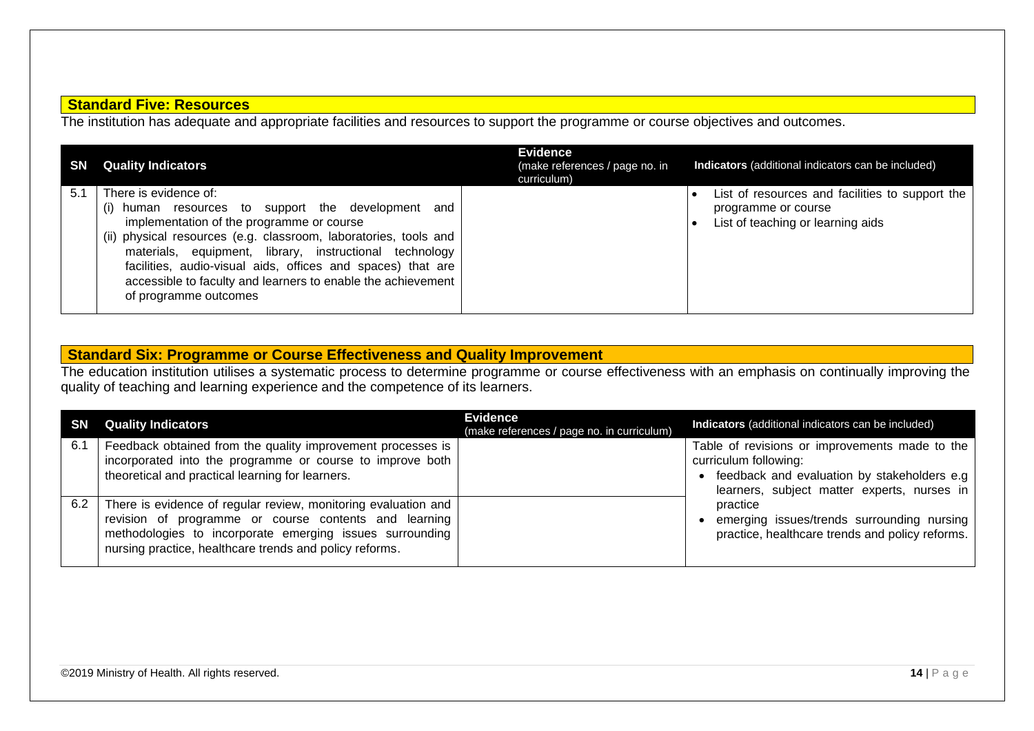## Standard Five: Resources

The institution has adequate and appropriate facilities and resources to support the programme or course objectives and outcomes.

| SN | Quality Indicators | Evidence (make references / page no. in curriculum) | **Indicators** (additional indicators can be included) |
|---|---|---|---|
| 5.1 | There is evidence of:<br>(i) human resources to support the development and implementation of the programme or course<br>(ii) physical resources (e.g. classroom, laboratories, tools and materials, equipment, library, instructional technology facilities, audio-visual aids, offices and spaces) that are accessible to faculty and learners to enable the achievement of programme outcomes | | • List of resources and facilities to support the programme or course<br>• List of teaching or learning aids |

## Standard Six: Programme or Course Effectiveness and Quality Improvement

The education institution utilises a systematic process to determine programme or course effectiveness with an emphasis on continually improving the quality of teaching and learning experience and the competence of its learners.

| SN | Quality Indicators | Evidence (make references / page no. in curriculum) | **Indicators** (additional indicators can be included) |
|---|---|---|---|
| 6.1 | Feedback obtained from the quality improvement processes is incorporated into the programme or course to improve both theoretical and practical learning for learners. | | Table of revisions or improvements made to the curriculum following:<br>• feedback and evaluation by stakeholders e.g learners, subject matter experts, nurses in practice<br>• emerging issues/trends surrounding nursing practice, healthcare trends and policy reforms. |
| 6.2 | There is evidence of regular review, monitoring evaluation and revision of programme or course contents and learning methodologies to incorporate emerging issues surrounding nursing practice, healthcare trends and policy reforms. | | |

©2019 Ministry of Health. All rights reserved.